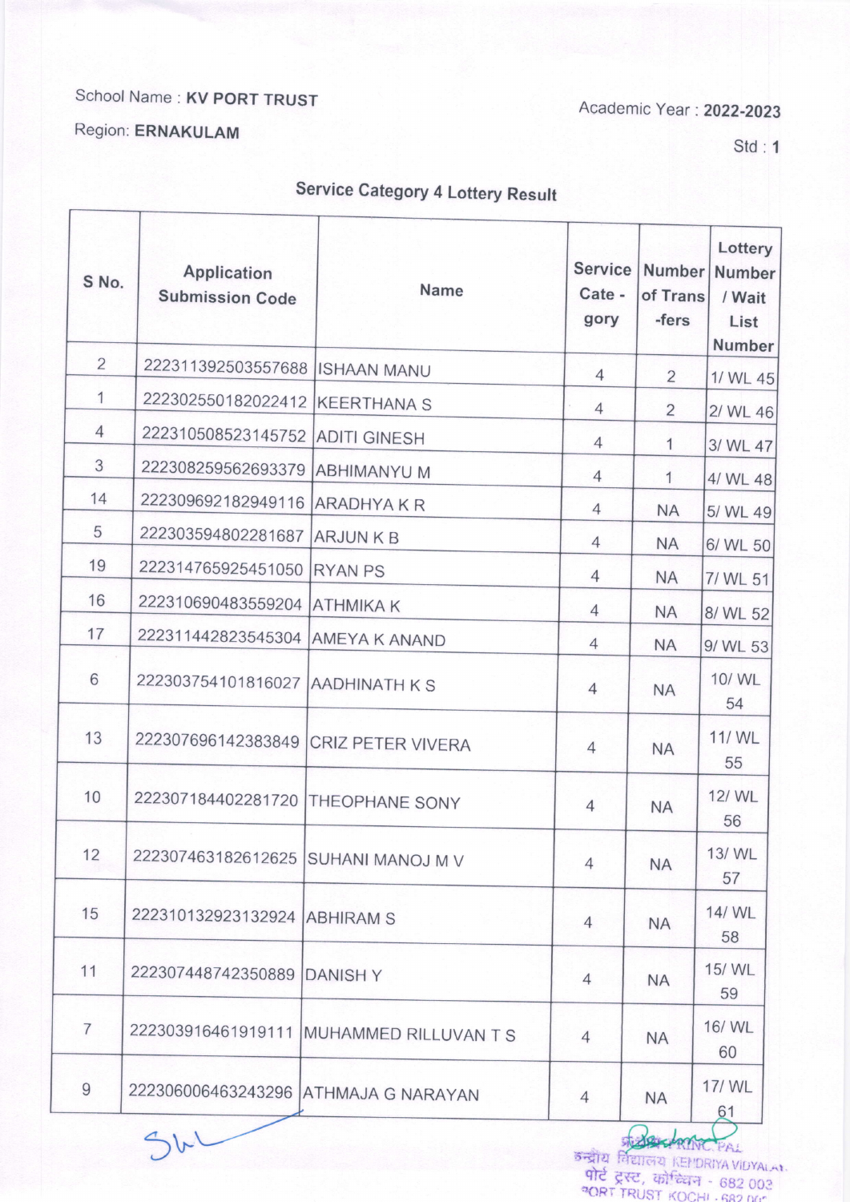School Name : **KV PORT TRUST**

Region: **ERNAKULAM**

Academic Year : **2022-2023**

Std : **1**

## Service Category 4 Lottery Result

| S No. | Application Submission Code | Name | Service Cate - gory | Number of Trans -fers | Lottery Number / Wait List Number |
|---|---|---|---|---|---|
| 2 | 222311392503557688 | ISHAAN MANU | 4 | 2 | 1/ WL 45 |
| 1 | 222302550182022412 | KEERTHANA S | 4 | 2 | 2/ WL 46 |
| 4 | 222310508523145752 | ADITI GINESH | 4 | 1 | 3/ WL 47 |
| 3 | 222308259562693379 | ABHIMANYU M | 4 | 1 | 4/ WL 48 |
| 14 | 222309692182949116 | ARADHYA K R | 4 | NA | 5/ WL 49 |
| 5 | 222303594802281687 | ARJUN K B | 4 | NA | 6/ WL 50 |
| 19 | 222314765925451050 | RYAN PS | 4 | NA | 7/ WL 51 |
| 16 | 222310690483559204 | ATHMIKA K | 4 | NA | 8/ WL 52 |
| 17 | 222311442823545304 | AMEYA K ANAND | 4 | NA | 9/ WL 53 |
| 6 | 222303754101816027 | AADHINATH K S | 4 | NA | 10/ WL 54 |
| 13 | 222307696142383849 | CRIZ PETER VIVERA | 4 | NA | 11/ WL 55 |
| 10 | 222307184402281720 | THEOPHANE SONY | 4 | NA | 12/ WL 56 |
| 12 | 222307463182612625 | SUHANI MANOJ M V | 4 | NA | 13/ WL 57 |
| 15 | 222310132923132924 | ABHIRAM S | 4 | NA | 14/ WL 58 |
| 11 | 222307448742350889 | DANISH Y | 4 | NA | 15/ WL 59 |
| 7 | 222303916461919111 | MUHAMMED RILLUVAN T S | 4 | NA | 16/ WL 60 |
| 9 | 222306006463243296 | ATHMAJA G NARAYAN | 4 | NA | 17/ WL 61 |

PRINCIPAL
केन्द्रीय विद्यालय KENDRIYA VIDYALAYA
पोर्ट ट्रस्ट, कोच्चिन - 682 003
PORT TRUST KOCHI - 682 003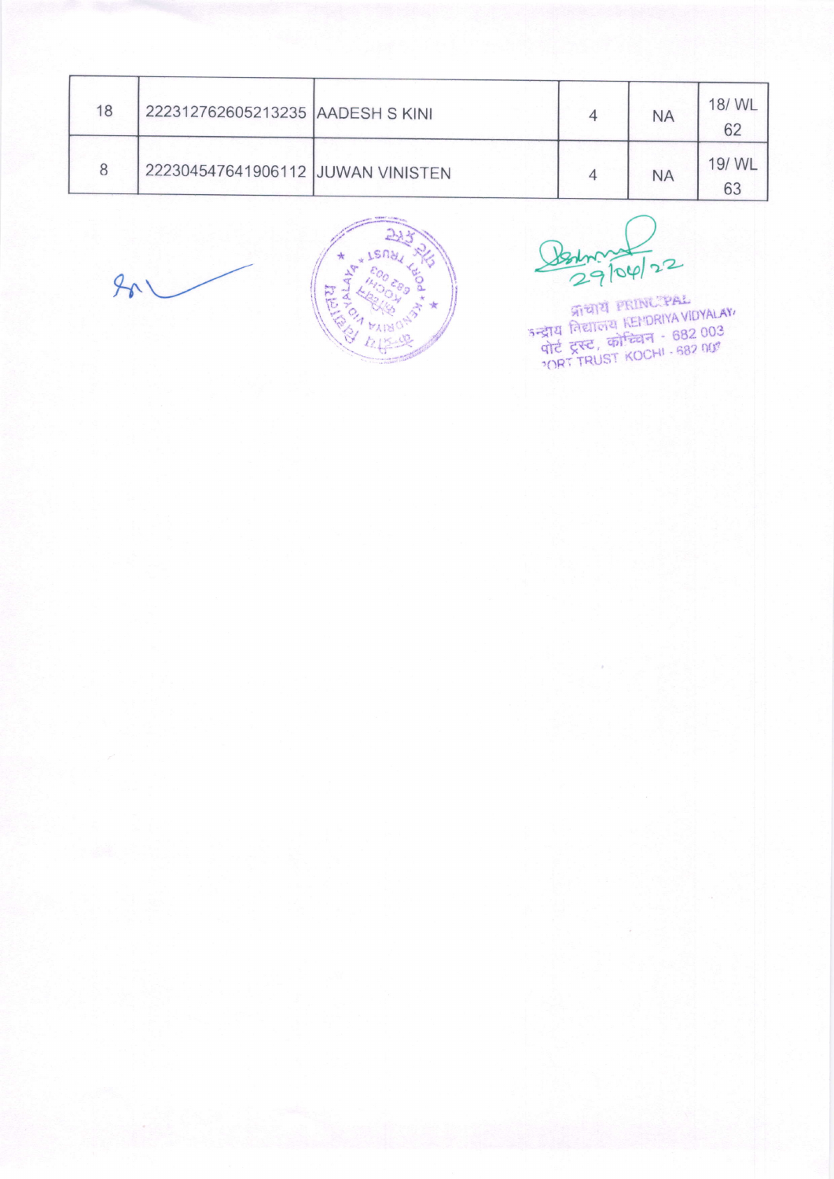| | | | | | |
|---|---|---|---|---|---|
| 18 | 222312762605213235 | AADESH S KINI | 4 | NA | 18/ WL 62 |
| 8 | 222304547641906112 | JUWAN VINISTEN | 4 | NA | 19/ WL 63 |

29/04/22

प्राचार्य PRINCIPAL
केन्द्रीय विद्यालय KENDRIYA VIDYALAYA
पोर्ट ट्रस्ट, कोच्चिन - 682 003
PORT TRUST KOCHI - 682 003